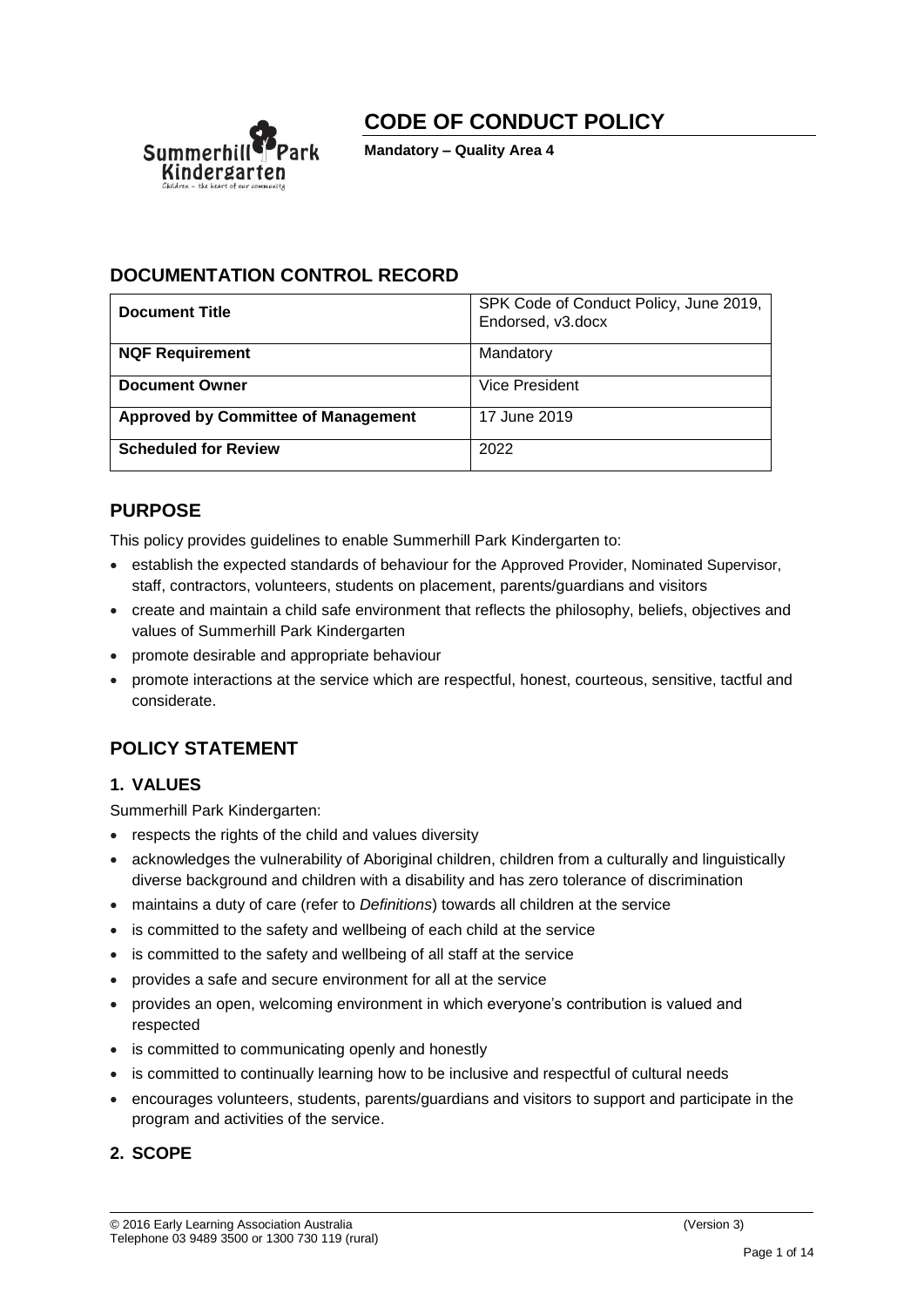# CODE OF CONDUCT POLICY

**Mandatory – Quality Area 4**

## DOCUMENTATION CONTROL RECORD

| **Document Title** | SPK Code of Conduct Policy, June 2019, Endorsed, v3.docx |
|---|---|
| **NQF Requirement** | Mandatory |
| **Document Owner** | Vice President |
| **Approved by Committee of Management** | 17 June 2019 |
| **Scheduled for Review** | 2022 |

## PURPOSE

This policy provides guidelines to enable Summerhill Park Kindergarten to:

- establish the expected standards of behaviour for the Approved Provider, Nominated Supervisor, staff, contractors, volunteers, students on placement, parents/guardians and visitors
- create and maintain a child safe environment that reflects the philosophy, beliefs, objectives and values of Summerhill Park Kindergarten
- promote desirable and appropriate behaviour
- promote interactions at the service which are respectful, honest, courteous, sensitive, tactful and considerate.

## POLICY STATEMENT

### 1. VALUES

Summerhill Park Kindergarten:

- respects the rights of the child and values diversity
- acknowledges the vulnerability of Aboriginal children, children from a culturally and linguistically diverse background and children with a disability and has zero tolerance of discrimination
- maintains a duty of care (refer to *Definitions*) towards all children at the service
- is committed to the safety and wellbeing of each child at the service
- is committed to the safety and wellbeing of all staff at the service
- provides a safe and secure environment for all at the service
- provides an open, welcoming environment in which everyone's contribution is valued and respected
- is committed to communicating openly and honestly
- is committed to continually learning how to be inclusive and respectful of cultural needs
- encourages volunteers, students, parents/guardians and visitors to support and participate in the program and activities of the service.

### 2. SCOPE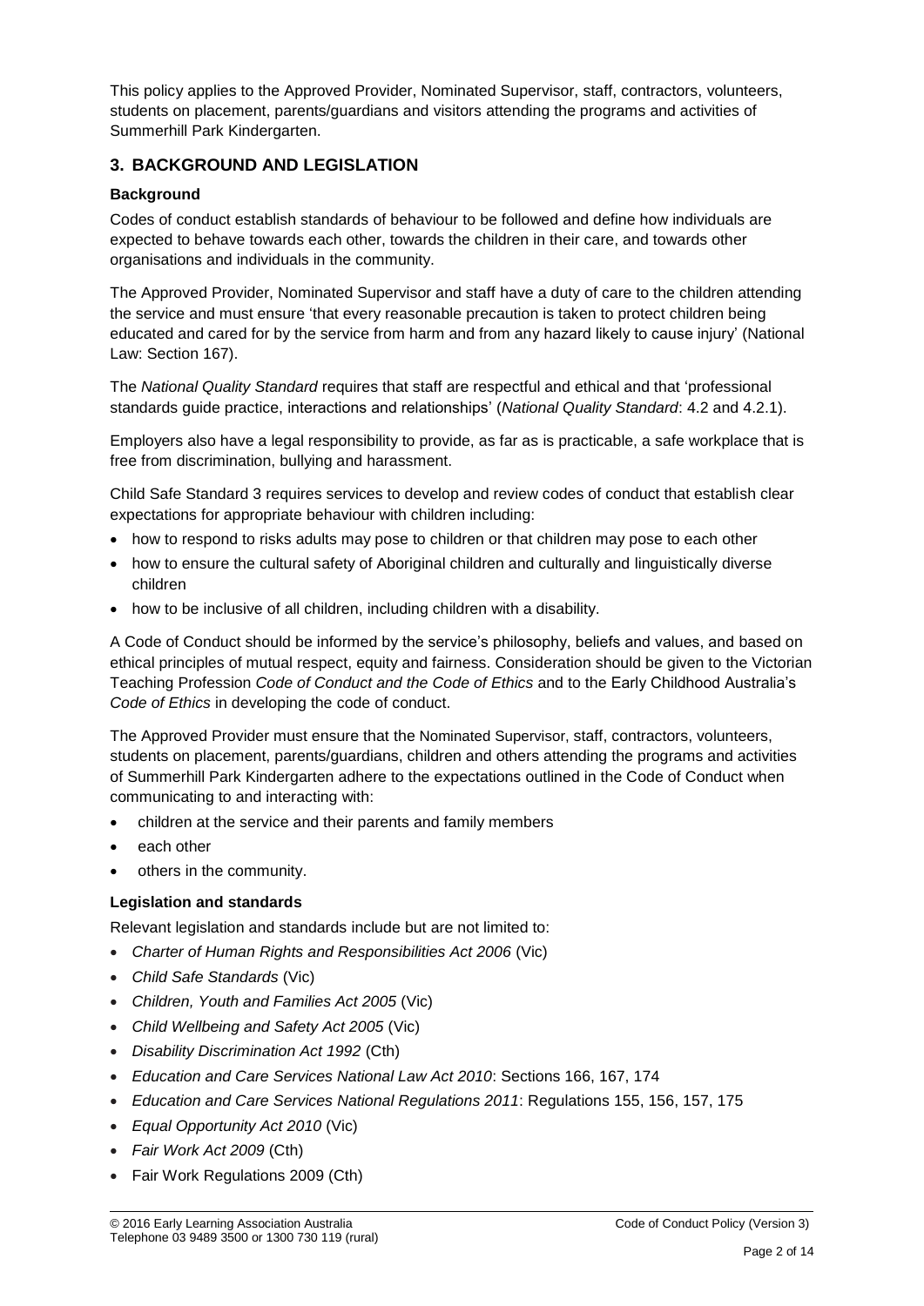This policy applies to the Approved Provider, Nominated Supervisor, staff, contractors, volunteers, students on placement, parents/guardians and visitors attending the programs and activities of Summerhill Park Kindergarten.

## 3. BACKGROUND AND LEGISLATION

### Background

Codes of conduct establish standards of behaviour to be followed and define how individuals are expected to behave towards each other, towards the children in their care, and towards other organisations and individuals in the community.

The Approved Provider, Nominated Supervisor and staff have a duty of care to the children attending the service and must ensure 'that every reasonable precaution is taken to protect children being educated and cared for by the service from harm and from any hazard likely to cause injury' (National Law: Section 167).

The *National Quality Standard* requires that staff are respectful and ethical and that 'professional standards guide practice, interactions and relationships' (*National Quality Standard*: 4.2 and 4.2.1).

Employers also have a legal responsibility to provide, as far as is practicable, a safe workplace that is free from discrimination, bullying and harassment.

Child Safe Standard 3 requires services to develop and review codes of conduct that establish clear expectations for appropriate behaviour with children including:

- how to respond to risks adults may pose to children or that children may pose to each other
- how to ensure the cultural safety of Aboriginal children and culturally and linguistically diverse children
- how to be inclusive of all children, including children with a disability.

A Code of Conduct should be informed by the service's philosophy, beliefs and values, and based on ethical principles of mutual respect, equity and fairness. Consideration should be given to the Victorian Teaching Profession *Code of Conduct and the Code of Ethics* and to the Early Childhood Australia's *Code of Ethics* in developing the code of conduct.

The Approved Provider must ensure that the Nominated Supervisor, staff, contractors, volunteers, students on placement, parents/guardians, children and others attending the programs and activities of Summerhill Park Kindergarten adhere to the expectations outlined in the Code of Conduct when communicating to and interacting with:

- children at the service and their parents and family members
- each other
- others in the community.

### Legislation and standards

Relevant legislation and standards include but are not limited to:

- *Charter of Human Rights and Responsibilities Act 2006* (Vic)
- *Child Safe Standards* (Vic)
- *Children, Youth and Families Act 2005* (Vic)
- *Child Wellbeing and Safety Act 2005* (Vic)
- *Disability Discrimination Act 1992* (Cth)
- *Education and Care Services National Law Act 2010*: Sections 166, 167, 174
- *Education and Care Services National Regulations 2011*: Regulations 155, 156, 157, 175
- *Equal Opportunity Act 2010* (Vic)
- *Fair Work Act 2009* (Cth)
- Fair Work Regulations 2009 (Cth)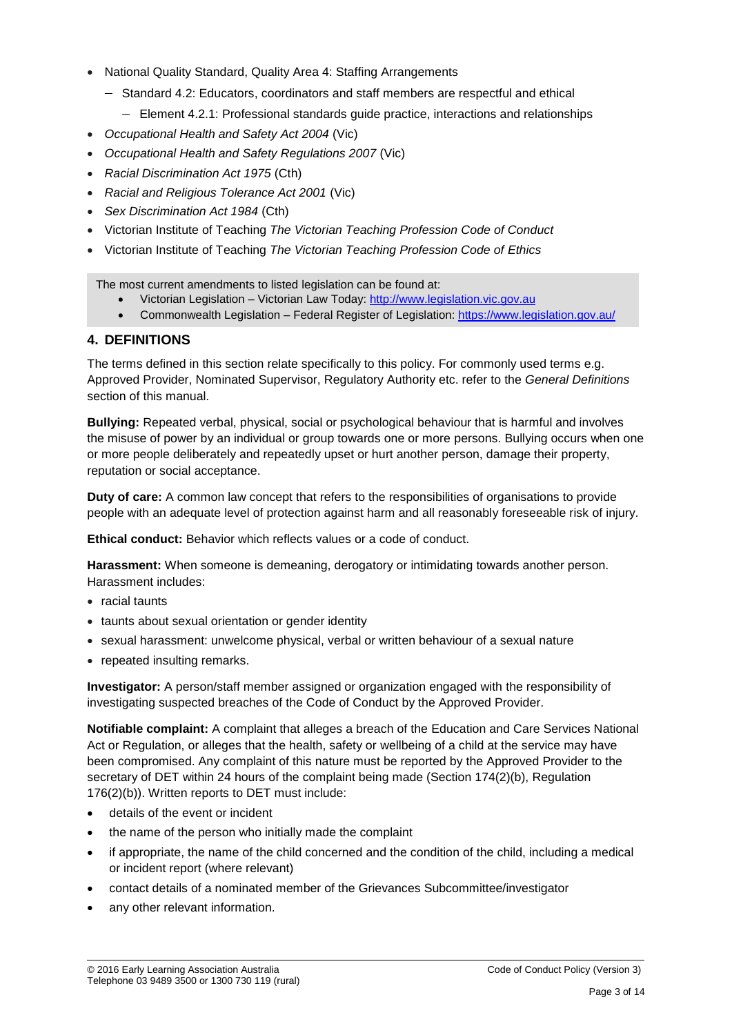- National Quality Standard, Quality Area 4: Staffing Arrangements
  - Standard 4.2: Educators, coordinators and staff members are respectful and ethical
    - Element 4.2.1: Professional standards guide practice, interactions and relationships
- *Occupational Health and Safety Act 2004* (Vic)
- *Occupational Health and Safety Regulations 2007* (Vic)
- *Racial Discrimination Act 1975* (Cth)
- *Racial and Religious Tolerance Act 2001* (Vic)
- *Sex Discrimination Act 1984* (Cth)
- Victorian Institute of Teaching *The Victorian Teaching Profession Code of Conduct*
- Victorian Institute of Teaching *The Victorian Teaching Profession Code of Ethics*

The most current amendments to listed legislation can be found at:

- Victorian Legislation – Victorian Law Today: [http://www.legislation.vic.gov.au](http://www.legislation.vic.gov.au)
- Commonwealth Legislation – Federal Register of Legislation: [https://www.legislation.gov.au/](https://www.legislation.gov.au/)

## 4. DEFINITIONS

The terms defined in this section relate specifically to this policy. For commonly used terms e.g. Approved Provider, Nominated Supervisor, Regulatory Authority etc. refer to the *General Definitions* section of this manual.

**Bullying:** Repeated verbal, physical, social or psychological behaviour that is harmful and involves the misuse of power by an individual or group towards one or more persons. Bullying occurs when one or more people deliberately and repeatedly upset or hurt another person, damage their property, reputation or social acceptance.

**Duty of care:** A common law concept that refers to the responsibilities of organisations to provide people with an adequate level of protection against harm and all reasonably foreseeable risk of injury.

**Ethical conduct:** Behavior which reflects values or a code of conduct.

**Harassment:** When someone is demeaning, derogatory or intimidating towards another person. Harassment includes:

- racial taunts
- taunts about sexual orientation or gender identity
- sexual harassment: unwelcome physical, verbal or written behaviour of a sexual nature
- repeated insulting remarks.

**Investigator:** A person/staff member assigned or organization engaged with the responsibility of investigating suspected breaches of the Code of Conduct by the Approved Provider.

**Notifiable complaint:** A complaint that alleges a breach of the Education and Care Services National Act or Regulation, or alleges that the health, safety or wellbeing of a child at the service may have been compromised. Any complaint of this nature must be reported by the Approved Provider to the secretary of DET within 24 hours of the complaint being made (Section 174(2)(b), Regulation 176(2)(b)). Written reports to DET must include:

- details of the event or incident
- the name of the person who initially made the complaint
- if appropriate, the name of the child concerned and the condition of the child, including a medical or incident report (where relevant)
- contact details of a nominated member of the Grievances Subcommittee/investigator
- any other relevant information.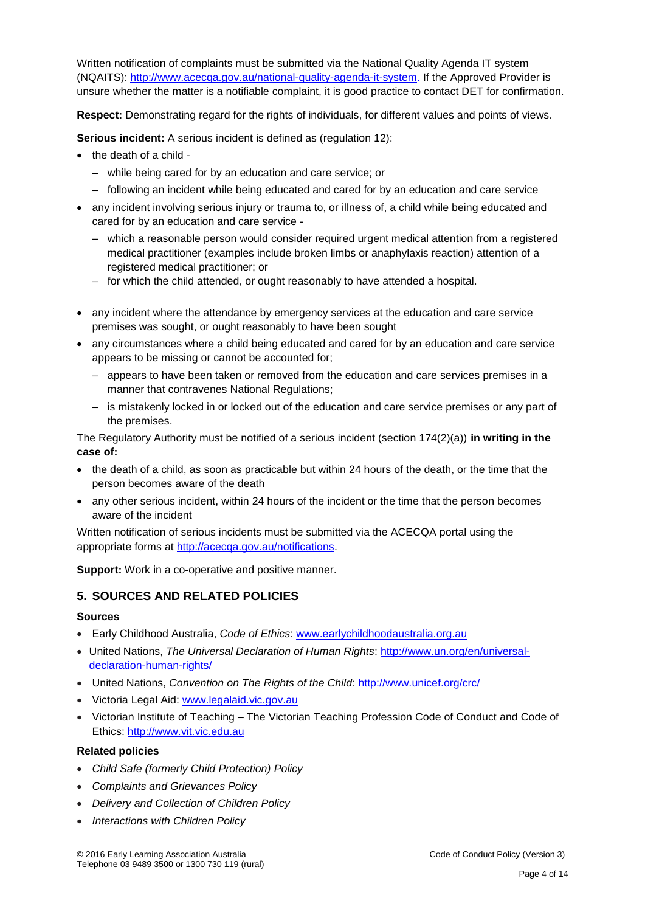Written notification of complaints must be submitted via the National Quality Agenda IT system (NQAITS): [http://www.acecqa.gov.au/national-quality-agenda-it-system](http://www.acecqa.gov.au/national-quality-agenda-it-system). If the Approved Provider is unsure whether the matter is a notifiable complaint, it is good practice to contact DET for confirmation.

**Respect:** Demonstrating regard for the rights of individuals, for different values and points of views.

**Serious incident:** A serious incident is defined as (regulation 12):

- the death of a child -
  - while being cared for by an education and care service; or
  - following an incident while being educated and cared for by an education and care service
- any incident involving serious injury or trauma to, or illness of, a child while being educated and cared for by an education and care service -
  - which a reasonable person would consider required urgent medical attention from a registered medical practitioner (examples include broken limbs or anaphylaxis reaction) attention of a registered medical practitioner; or
  - for which the child attended, or ought reasonably to have attended a hospital.
- any incident where the attendance by emergency services at the education and care service premises was sought, or ought reasonably to have been sought
- any circumstances where a child being educated and cared for by an education and care service appears to be missing or cannot be accounted for;
  - appears to have been taken or removed from the education and care services premises in a manner that contravenes National Regulations;
  - is mistakenly locked in or locked out of the education and care service premises or any part of the premises.

The Regulatory Authority must be notified of a serious incident (section 174(2)(a)) **in writing in the case of:**

- the death of a child, as soon as practicable but within 24 hours of the death, or the time that the person becomes aware of the death
- any other serious incident, within 24 hours of the incident or the time that the person becomes aware of the incident

Written notification of serious incidents must be submitted via the ACECQA portal using the appropriate forms at [http://acecqa.gov.au/notifications](http://acecqa.gov.au/notifications).

**Support:** Work in a co-operative and positive manner.

## 5. SOURCES AND RELATED POLICIES

### Sources

- Early Childhood Australia, *Code of Ethics*: [www.earlychildhoodaustralia.org.au](http://www.earlychildhoodaustralia.org.au)
- United Nations, *The Universal Declaration of Human Rights*: [http://www.un.org/en/universal-declaration-human-rights/](http://www.un.org/en/universal-declaration-human-rights/)
- United Nations, *Convention on The Rights of the Child*: [http://www.unicef.org/crc/](http://www.unicef.org/crc/)
- Victoria Legal Aid: [www.legalaid.vic.gov.au](http://www.legalaid.vic.gov.au)
- Victorian Institute of Teaching – The Victorian Teaching Profession Code of Conduct and Code of Ethics: [http://www.vit.vic.edu.au](http://www.vit.vic.edu.au)

### Related policies

- *Child Safe (formerly Child Protection) Policy*
- *Complaints and Grievances Policy*
- *Delivery and Collection of Children Policy*
- *Interactions with Children Policy*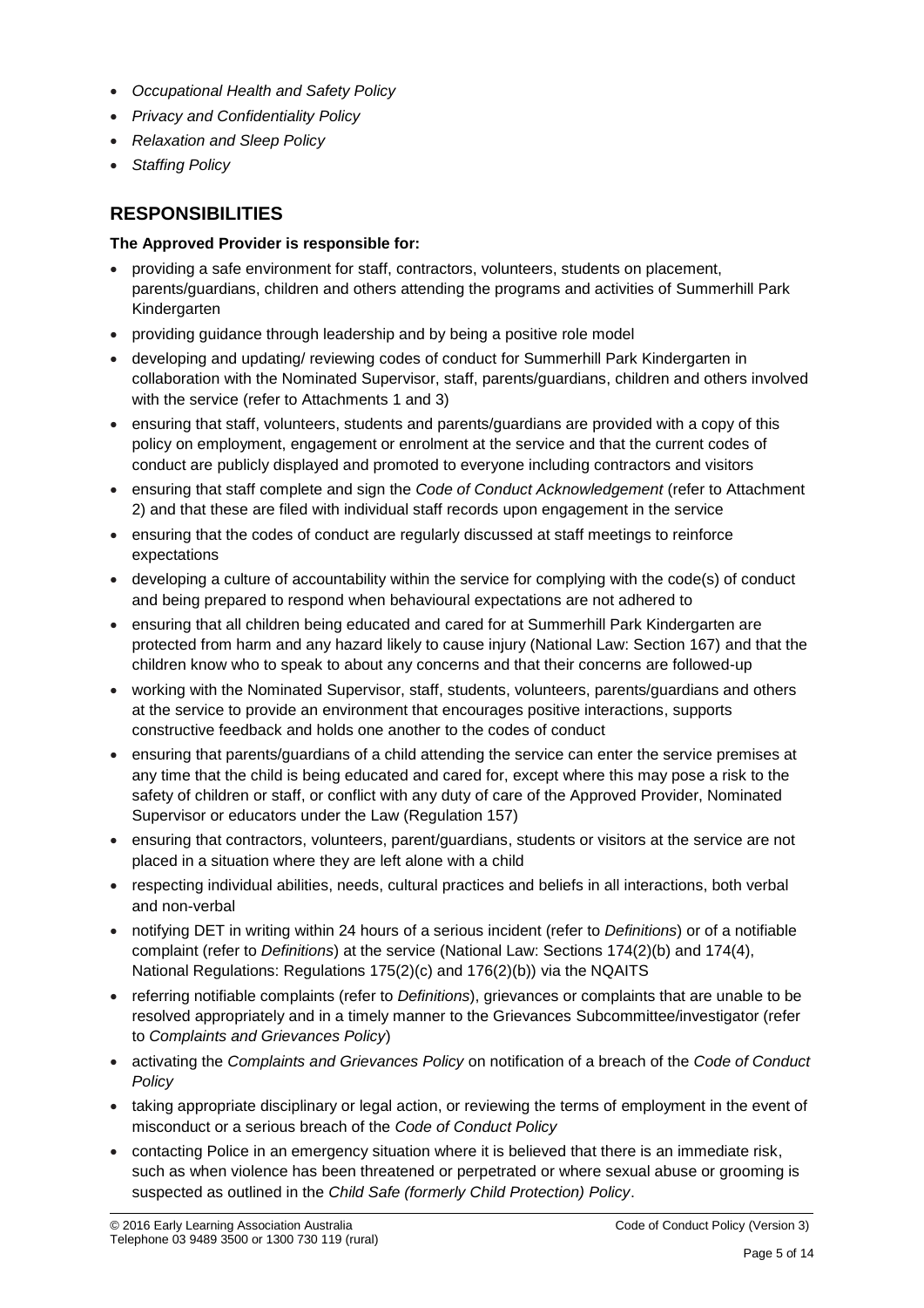- *Occupational Health and Safety Policy*
- *Privacy and Confidentiality Policy*
- *Relaxation and Sleep Policy*
- *Staffing Policy*

## RESPONSIBILITIES

**The Approved Provider is responsible for:**

- providing a safe environment for staff, contractors, volunteers, students on placement, parents/guardians, children and others attending the programs and activities of Summerhill Park Kindergarten
- providing guidance through leadership and by being a positive role model
- developing and updating/ reviewing codes of conduct for Summerhill Park Kindergarten in collaboration with the Nominated Supervisor, staff, parents/guardians, children and others involved with the service (refer to Attachments 1 and 3)
- ensuring that staff, volunteers, students and parents/guardians are provided with a copy of this policy on employment, engagement or enrolment at the service and that the current codes of conduct are publicly displayed and promoted to everyone including contractors and visitors
- ensuring that staff complete and sign the *Code of Conduct Acknowledgement* (refer to Attachment 2) and that these are filed with individual staff records upon engagement in the service
- ensuring that the codes of conduct are regularly discussed at staff meetings to reinforce expectations
- developing a culture of accountability within the service for complying with the code(s) of conduct and being prepared to respond when behavioural expectations are not adhered to
- ensuring that all children being educated and cared for at Summerhill Park Kindergarten are protected from harm and any hazard likely to cause injury (National Law: Section 167) and that the children know who to speak to about any concerns and that their concerns are followed-up
- working with the Nominated Supervisor, staff, students, volunteers, parents/guardians and others at the service to provide an environment that encourages positive interactions, supports constructive feedback and holds one another to the codes of conduct
- ensuring that parents/guardians of a child attending the service can enter the service premises at any time that the child is being educated and cared for, except where this may pose a risk to the safety of children or staff, or conflict with any duty of care of the Approved Provider, Nominated Supervisor or educators under the Law (Regulation 157)
- ensuring that contractors, volunteers, parent/guardians, students or visitors at the service are not placed in a situation where they are left alone with a child
- respecting individual abilities, needs, cultural practices and beliefs in all interactions, both verbal and non-verbal
- notifying DET in writing within 24 hours of a serious incident (refer to *Definitions*) or of a notifiable complaint (refer to *Definitions*) at the service (National Law: Sections 174(2)(b) and 174(4), National Regulations: Regulations 175(2)(c) and 176(2)(b)) via the NQAITS
- referring notifiable complaints (refer to *Definitions*), grievances or complaints that are unable to be resolved appropriately and in a timely manner to the Grievances Subcommittee/investigator (refer to *Complaints and Grievances Policy*)
- activating the *Complaints and Grievances Policy* on notification of a breach of the *Code of Conduct Policy*
- taking appropriate disciplinary or legal action, or reviewing the terms of employment in the event of misconduct or a serious breach of the *Code of Conduct Policy*
- contacting Police in an emergency situation where it is believed that there is an immediate risk, such as when violence has been threatened or perpetrated or where sexual abuse or grooming is suspected as outlined in the *Child Safe (formerly Child Protection) Policy*.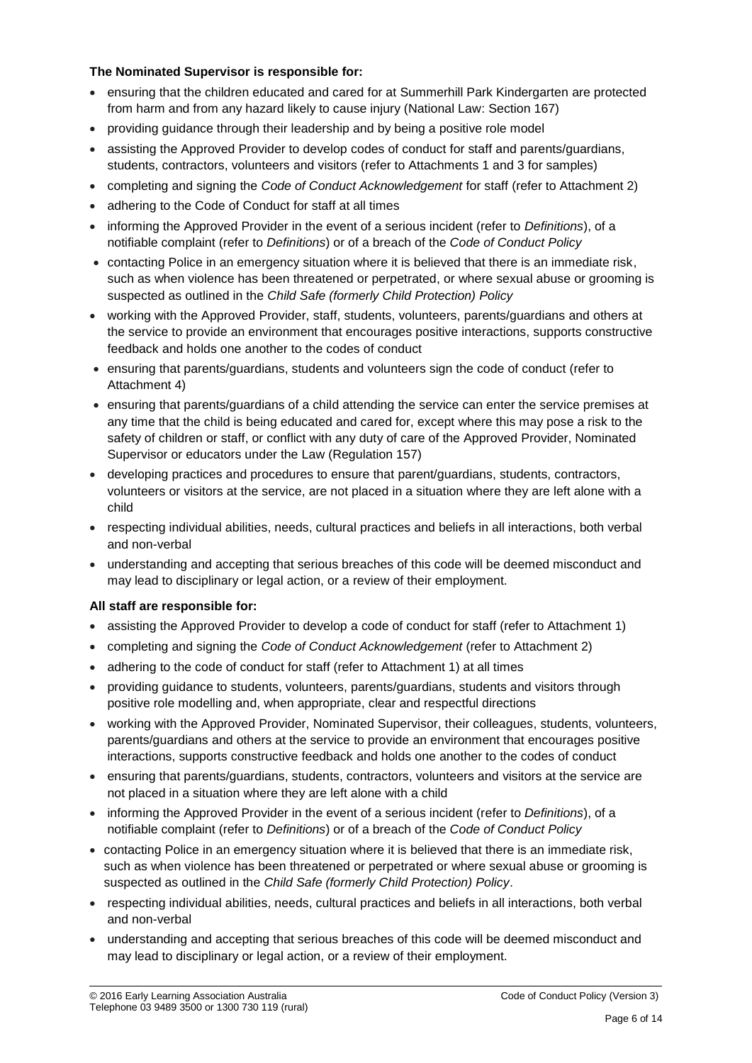**The Nominated Supervisor is responsible for:**

- ensuring that the children educated and cared for at Summerhill Park Kindergarten are protected from harm and from any hazard likely to cause injury (National Law: Section 167)
- providing guidance through their leadership and by being a positive role model
- assisting the Approved Provider to develop codes of conduct for staff and parents/guardians, students, contractors, volunteers and visitors (refer to Attachments 1 and 3 for samples)
- completing and signing the *Code of Conduct Acknowledgement* for staff (refer to Attachment 2)
- adhering to the Code of Conduct for staff at all times
- informing the Approved Provider in the event of a serious incident (refer to *Definitions*), of a notifiable complaint (refer to *Definitions*) or of a breach of the *Code of Conduct Policy*
- contacting Police in an emergency situation where it is believed that there is an immediate risk, such as when violence has been threatened or perpetrated, or where sexual abuse or grooming is suspected as outlined in the *Child Safe (formerly Child Protection) Policy*
- working with the Approved Provider, staff, students, volunteers, parents/guardians and others at the service to provide an environment that encourages positive interactions, supports constructive feedback and holds one another to the codes of conduct
- ensuring that parents/guardians, students and volunteers sign the code of conduct (refer to Attachment 4)
- ensuring that parents/guardians of a child attending the service can enter the service premises at any time that the child is being educated and cared for, except where this may pose a risk to the safety of children or staff, or conflict with any duty of care of the Approved Provider, Nominated Supervisor or educators under the Law (Regulation 157)
- developing practices and procedures to ensure that parent/guardians, students, contractors, volunteers or visitors at the service, are not placed in a situation where they are left alone with a child
- respecting individual abilities, needs, cultural practices and beliefs in all interactions, both verbal and non-verbal
- understanding and accepting that serious breaches of this code will be deemed misconduct and may lead to disciplinary or legal action, or a review of their employment.

**All staff are responsible for:**

- assisting the Approved Provider to develop a code of conduct for staff (refer to Attachment 1)
- completing and signing the *Code of Conduct Acknowledgement* (refer to Attachment 2)
- adhering to the code of conduct for staff (refer to Attachment 1) at all times
- providing guidance to students, volunteers, parents/guardians, students and visitors through positive role modelling and, when appropriate, clear and respectful directions
- working with the Approved Provider, Nominated Supervisor, their colleagues, students, volunteers, parents/guardians and others at the service to provide an environment that encourages positive interactions, supports constructive feedback and holds one another to the codes of conduct
- ensuring that parents/guardians, students, contractors, volunteers and visitors at the service are not placed in a situation where they are left alone with a child
- informing the Approved Provider in the event of a serious incident (refer to *Definitions*), of a notifiable complaint (refer to *Definitions*) or of a breach of the *Code of Conduct Policy*
- contacting Police in an emergency situation where it is believed that there is an immediate risk, such as when violence has been threatened or perpetrated or where sexual abuse or grooming is suspected as outlined in the *Child Safe (formerly Child Protection) Policy*.
- respecting individual abilities, needs, cultural practices and beliefs in all interactions, both verbal and non-verbal
- understanding and accepting that serious breaches of this code will be deemed misconduct and may lead to disciplinary or legal action, or a review of their employment.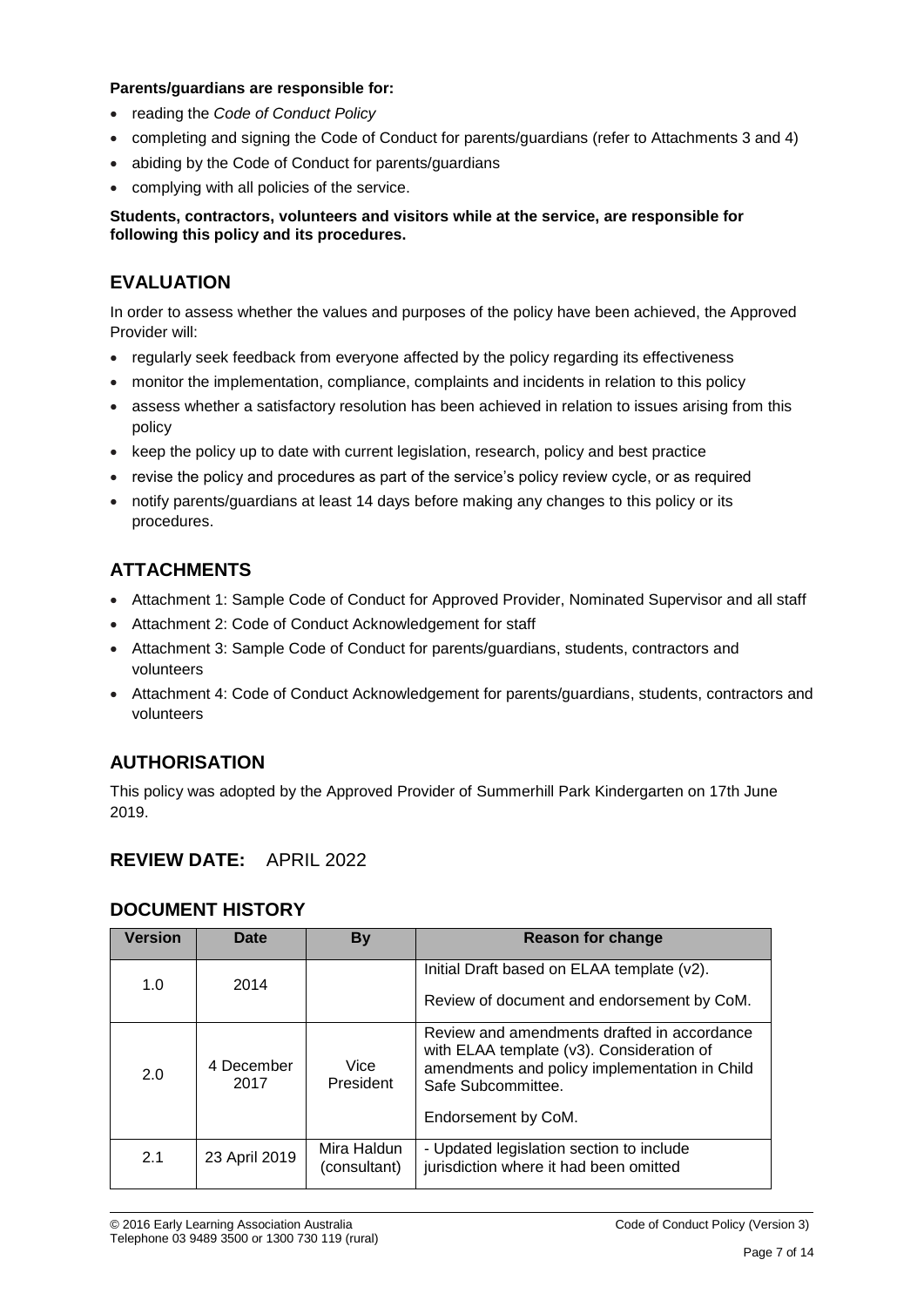**Parents/guardians are responsible for:**

- reading the *Code of Conduct Policy*
- completing and signing the Code of Conduct for parents/guardians (refer to Attachments 3 and 4)
- abiding by the Code of Conduct for parents/guardians
- complying with all policies of the service.

**Students, contractors, volunteers and visitors while at the service, are responsible for following this policy and its procedures.**

## EVALUATION

In order to assess whether the values and purposes of the policy have been achieved, the Approved Provider will:

- regularly seek feedback from everyone affected by the policy regarding its effectiveness
- monitor the implementation, compliance, complaints and incidents in relation to this policy
- assess whether a satisfactory resolution has been achieved in relation to issues arising from this policy
- keep the policy up to date with current legislation, research, policy and best practice
- revise the policy and procedures as part of the service's policy review cycle, or as required
- notify parents/guardians at least 14 days before making any changes to this policy or its procedures.

## ATTACHMENTS

- Attachment 1: Sample Code of Conduct for Approved Provider, Nominated Supervisor and all staff
- Attachment 2: Code of Conduct Acknowledgement for staff
- Attachment 3: Sample Code of Conduct for parents/guardians, students, contractors and volunteers
- Attachment 4: Code of Conduct Acknowledgement for parents/guardians, students, contractors and volunteers

## AUTHORISATION

This policy was adopted by the Approved Provider of Summerhill Park Kindergarten on 17th June 2019.

## REVIEW DATE: APRIL 2022

## DOCUMENT HISTORY

| Version | Date | By | Reason for change |
|---|---|---|---|
| 1.0 | 2014 | | Initial Draft based on ELAA template (v2). Review of document and endorsement by CoM. |
| 2.0 | 4 December 2017 | Vice President | Review and amendments drafted in accordance with ELAA template (v3). Consideration of amendments and policy implementation in Child Safe Subcommittee. Endorsement by CoM. |
| 2.1 | 23 April 2019 | Mira Haldun (consultant) | - Updated legislation section to include jurisdiction where it had been omitted |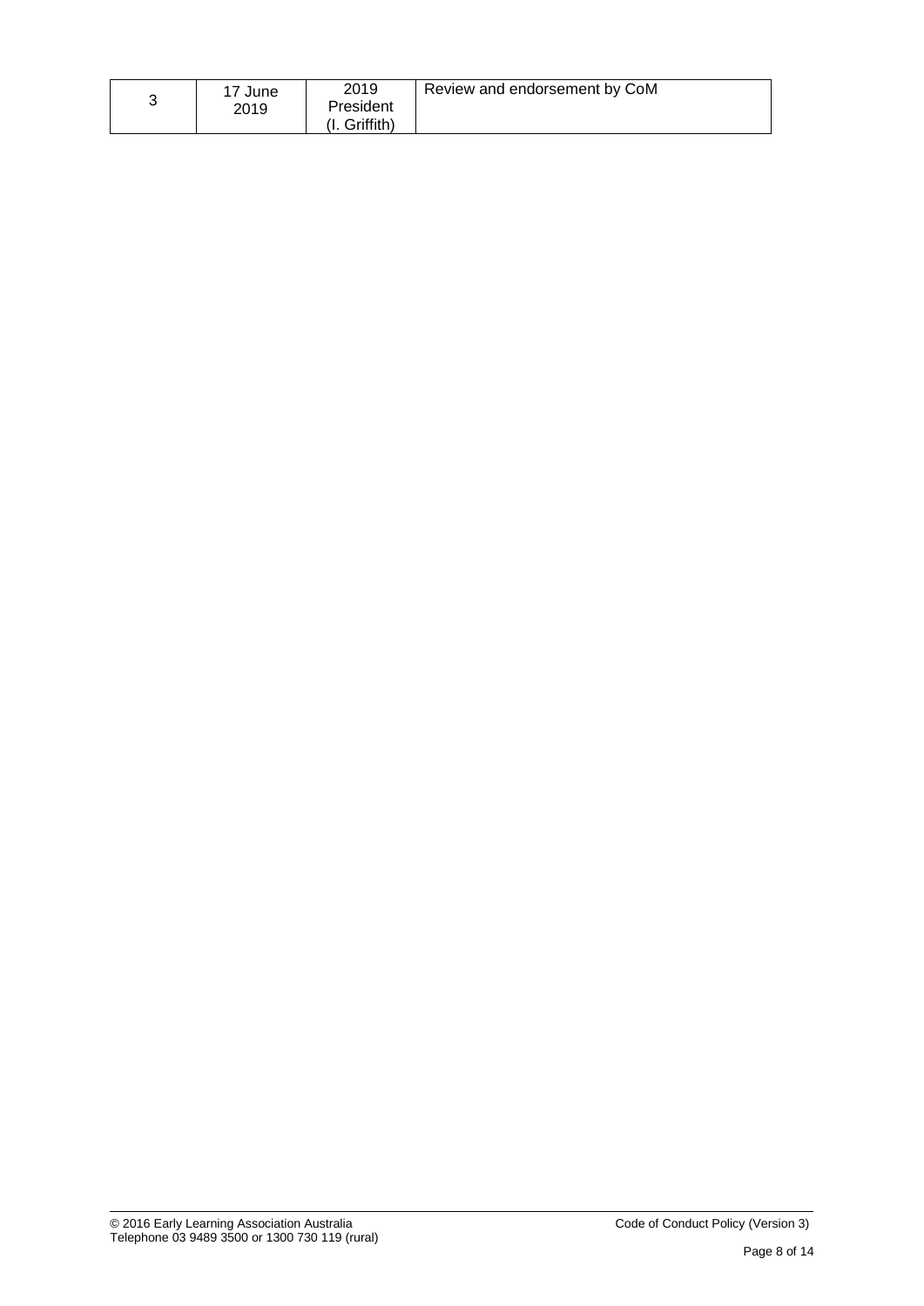| 3 | 17 June 2019 | 2019 President (I. Griffith) | Review and endorsement by CoM |
|---|---|---|---|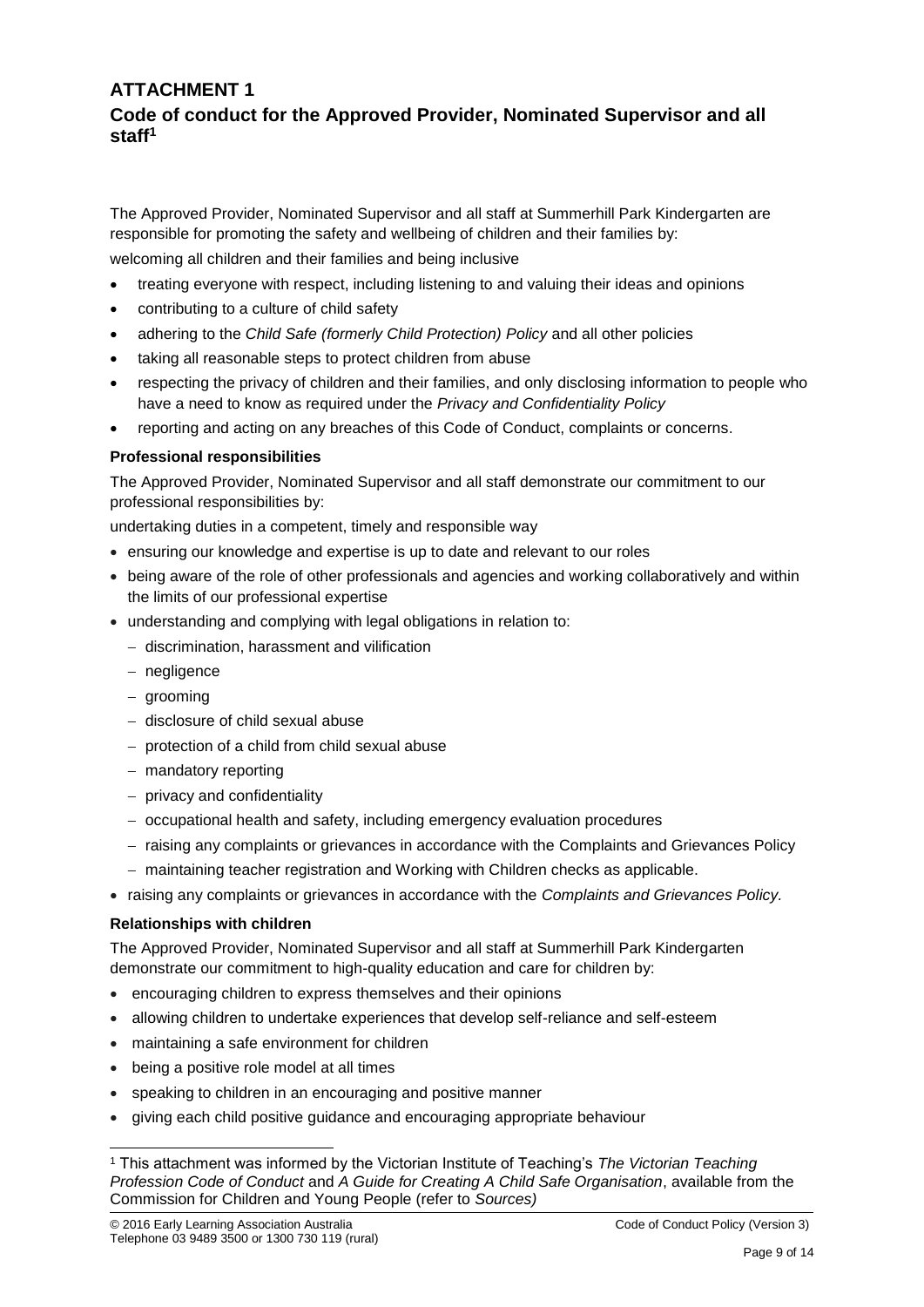## ATTACHMENT 1

## Code of conduct for the Approved Provider, Nominated Supervisor and all staff[1]

The Approved Provider, Nominated Supervisor and all staff at Summerhill Park Kindergarten are responsible for promoting the safety and wellbeing of children and their families by:

welcoming all children and their families and being inclusive

- treating everyone with respect, including listening to and valuing their ideas and opinions
- contributing to a culture of child safety
- adhering to the *Child Safe (formerly Child Protection) Policy* and all other policies
- taking all reasonable steps to protect children from abuse
- respecting the privacy of children and their families, and only disclosing information to people who have a need to know as required under the *Privacy and Confidentiality Policy*
- reporting and acting on any breaches of this Code of Conduct, complaints or concerns.

**Professional responsibilities**

The Approved Provider, Nominated Supervisor and all staff demonstrate our commitment to our professional responsibilities by:

undertaking duties in a competent, timely and responsible way

- ensuring our knowledge and expertise is up to date and relevant to our roles
- being aware of the role of other professionals and agencies and working collaboratively and within the limits of our professional expertise
- understanding and complying with legal obligations in relation to:
  - discrimination, harassment and vilification
  - negligence
  - grooming
  - disclosure of child sexual abuse
  - protection of a child from child sexual abuse
  - mandatory reporting
  - privacy and confidentiality
  - occupational health and safety, including emergency evaluation procedures
  - raising any complaints or grievances in accordance with the Complaints and Grievances Policy
  - maintaining teacher registration and Working with Children checks as applicable.
- raising any complaints or grievances in accordance with the *Complaints and Grievances Policy.*

**Relationships with children**

The Approved Provider, Nominated Supervisor and all staff at Summerhill Park Kindergarten demonstrate our commitment to high-quality education and care for children by:

- encouraging children to express themselves and their opinions
- allowing children to undertake experiences that develop self-reliance and self-esteem
- maintaining a safe environment for children
- being a positive role model at all times
- speaking to children in an encouraging and positive manner
- giving each child positive guidance and encouraging appropriate behaviour

[1] This attachment was informed by the Victorian Institute of Teaching's *The Victorian Teaching Profession Code of Conduct* and *A Guide for Creating A Child Safe Organisation*, available from the Commission for Children and Young People (refer to *Sources)*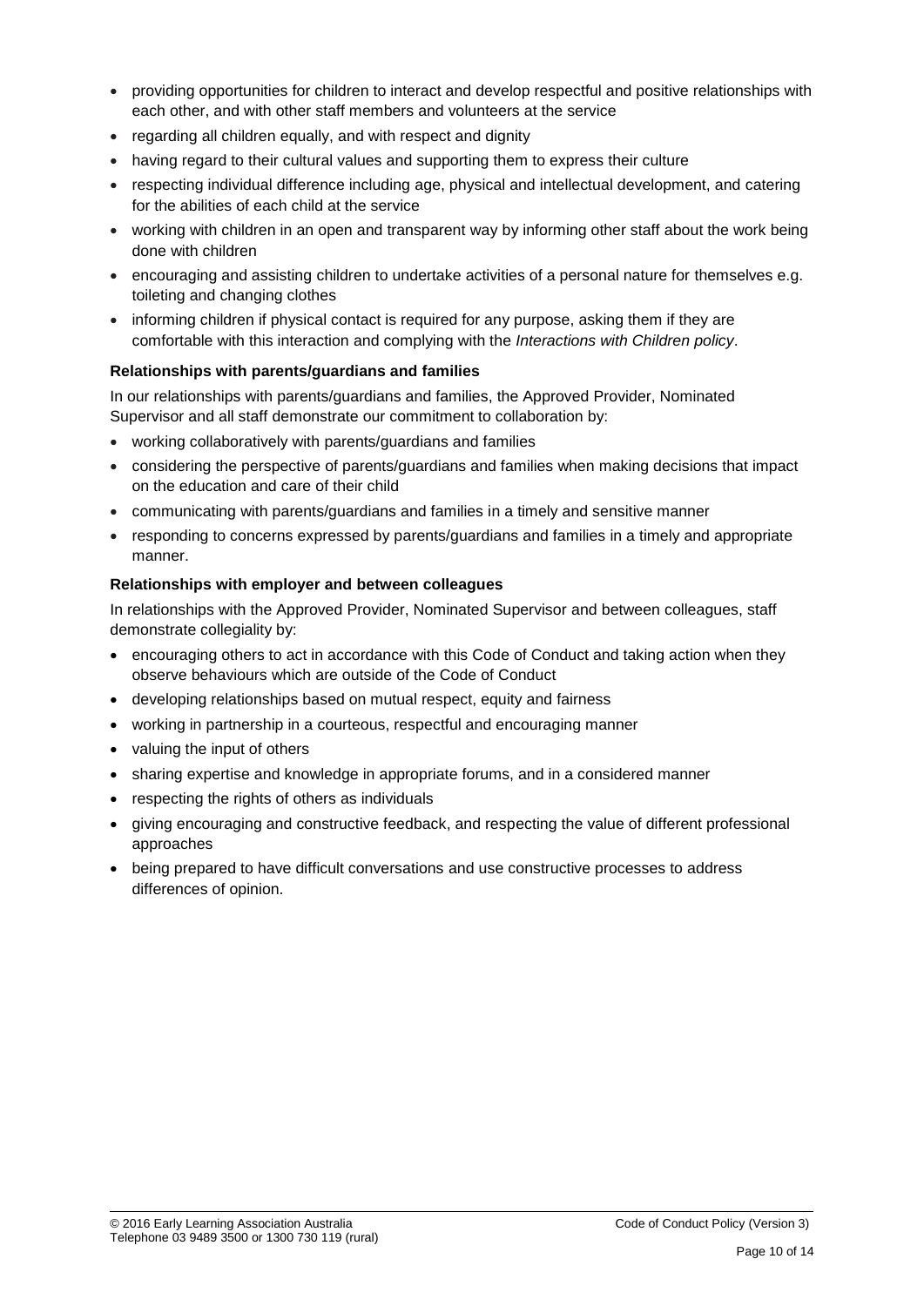- providing opportunities for children to interact and develop respectful and positive relationships with each other, and with other staff members and volunteers at the service
- regarding all children equally, and with respect and dignity
- having regard to their cultural values and supporting them to express their culture
- respecting individual difference including age, physical and intellectual development, and catering for the abilities of each child at the service
- working with children in an open and transparent way by informing other staff about the work being done with children
- encouraging and assisting children to undertake activities of a personal nature for themselves e.g. toileting and changing clothes
- informing children if physical contact is required for any purpose, asking them if they are comfortable with this interaction and complying with the *Interactions with Children policy*.

**Relationships with parents/guardians and families**

In our relationships with parents/guardians and families, the Approved Provider, Nominated Supervisor and all staff demonstrate our commitment to collaboration by:

- working collaboratively with parents/guardians and families
- considering the perspective of parents/guardians and families when making decisions that impact on the education and care of their child
- communicating with parents/guardians and families in a timely and sensitive manner
- responding to concerns expressed by parents/guardians and families in a timely and appropriate manner.

**Relationships with employer and between colleagues**

In relationships with the Approved Provider, Nominated Supervisor and between colleagues, staff demonstrate collegiality by:

- encouraging others to act in accordance with this Code of Conduct and taking action when they observe behaviours which are outside of the Code of Conduct
- developing relationships based on mutual respect, equity and fairness
- working in partnership in a courteous, respectful and encouraging manner
- valuing the input of others
- sharing expertise and knowledge in appropriate forums, and in a considered manner
- respecting the rights of others as individuals
- giving encouraging and constructive feedback, and respecting the value of different professional approaches
- being prepared to have difficult conversations and use constructive processes to address differences of opinion.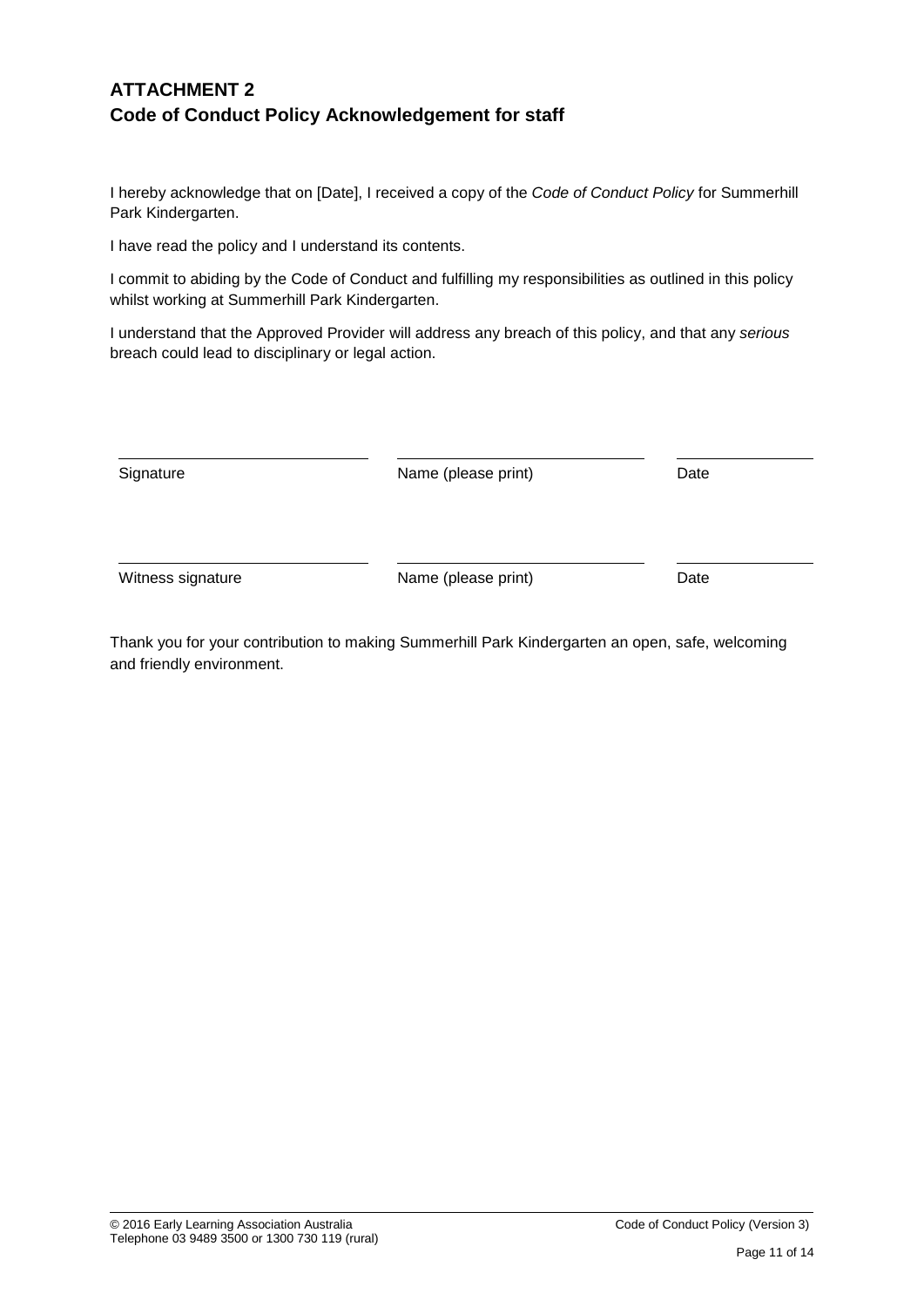## ATTACHMENT 2
## Code of Conduct Policy Acknowledgement for staff

I hereby acknowledge that on [Date], I received a copy of the *Code of Conduct Policy* for Summerhill Park Kindergarten.

I have read the policy and I understand its contents.

I commit to abiding by the Code of Conduct and fulfilling my responsibilities as outlined in this policy whilst working at Summerhill Park Kindergarten.

I understand that the Approved Provider will address any breach of this policy, and that any *serious* breach could lead to disciplinary or legal action.

| ______________________ | ______________________ | ____________ |
|---|---|---|
| Signature | Name (please print) | Date |
| ______________________ | ______________________ | ____________ |
| Witness signature | Name (please print) | Date |

Thank you for your contribution to making Summerhill Park Kindergarten an open, safe, welcoming and friendly environment.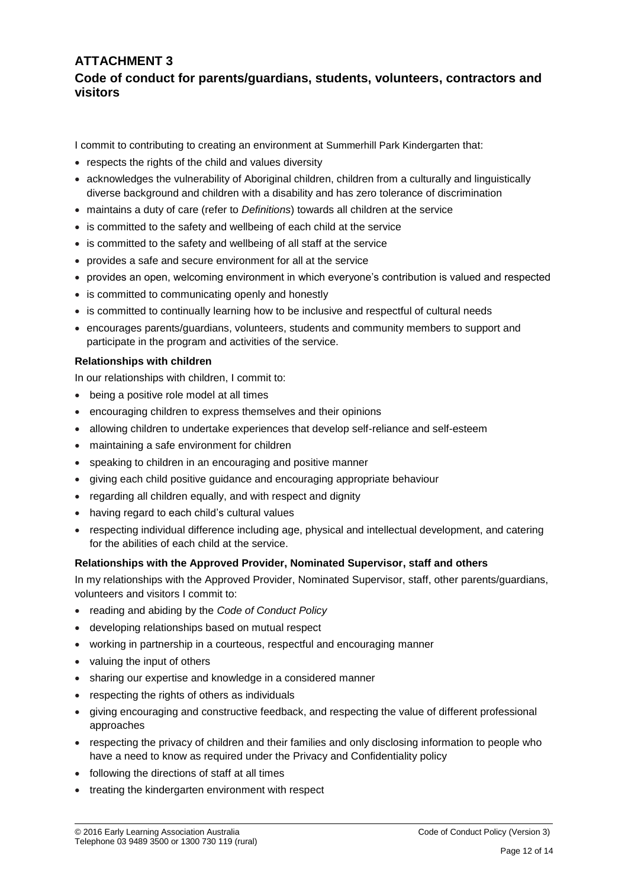## ATTACHMENT 3

### Code of conduct for parents/guardians, students, volunteers, contractors and visitors

I commit to contributing to creating an environment at Summerhill Park Kindergarten that:

- respects the rights of the child and values diversity
- acknowledges the vulnerability of Aboriginal children, children from a culturally and linguistically diverse background and children with a disability and has zero tolerance of discrimination
- maintains a duty of care (refer to *Definitions*) towards all children at the service
- is committed to the safety and wellbeing of each child at the service
- is committed to the safety and wellbeing of all staff at the service
- provides a safe and secure environment for all at the service
- provides an open, welcoming environment in which everyone's contribution is valued and respected
- is committed to communicating openly and honestly
- is committed to continually learning how to be inclusive and respectful of cultural needs
- encourages parents/guardians, volunteers, students and community members to support and participate in the program and activities of the service.

**Relationships with children**

In our relationships with children, I commit to:

- being a positive role model at all times
- encouraging children to express themselves and their opinions
- allowing children to undertake experiences that develop self-reliance and self-esteem
- maintaining a safe environment for children
- speaking to children in an encouraging and positive manner
- giving each child positive guidance and encouraging appropriate behaviour
- regarding all children equally, and with respect and dignity
- having regard to each child's cultural values
- respecting individual difference including age, physical and intellectual development, and catering for the abilities of each child at the service.

**Relationships with the Approved Provider, Nominated Supervisor, staff and others**

In my relationships with the Approved Provider, Nominated Supervisor, staff, other parents/guardians, volunteers and visitors I commit to:

- reading and abiding by the *Code of Conduct Policy*
- developing relationships based on mutual respect
- working in partnership in a courteous, respectful and encouraging manner
- valuing the input of others
- sharing our expertise and knowledge in a considered manner
- respecting the rights of others as individuals
- giving encouraging and constructive feedback, and respecting the value of different professional approaches
- respecting the privacy of children and their families and only disclosing information to people who have a need to know as required under the Privacy and Confidentiality policy
- following the directions of staff at all times
- treating the kindergarten environment with respect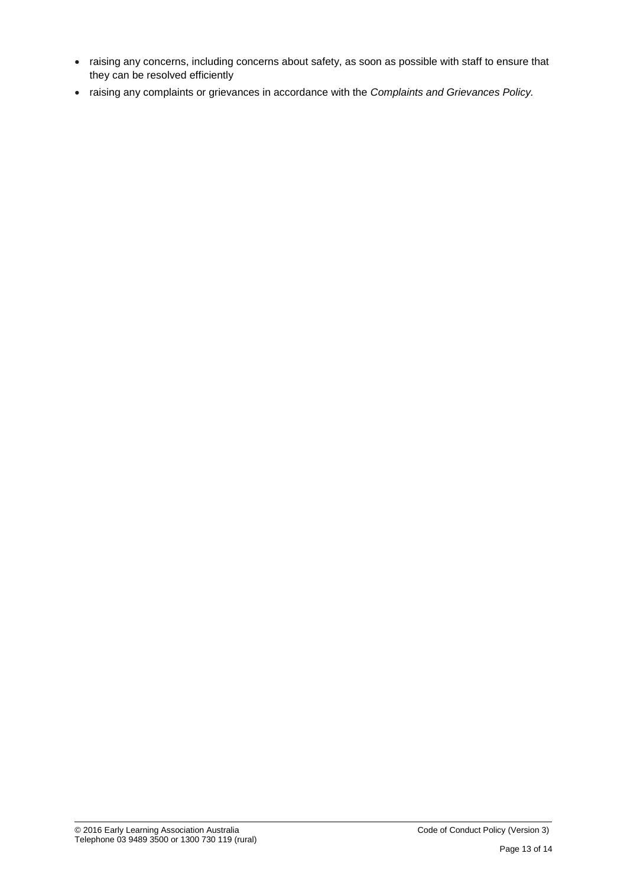- raising any concerns, including concerns about safety, as soon as possible with staff to ensure that they can be resolved efficiently
- raising any complaints or grievances in accordance with the *Complaints and Grievances Policy.*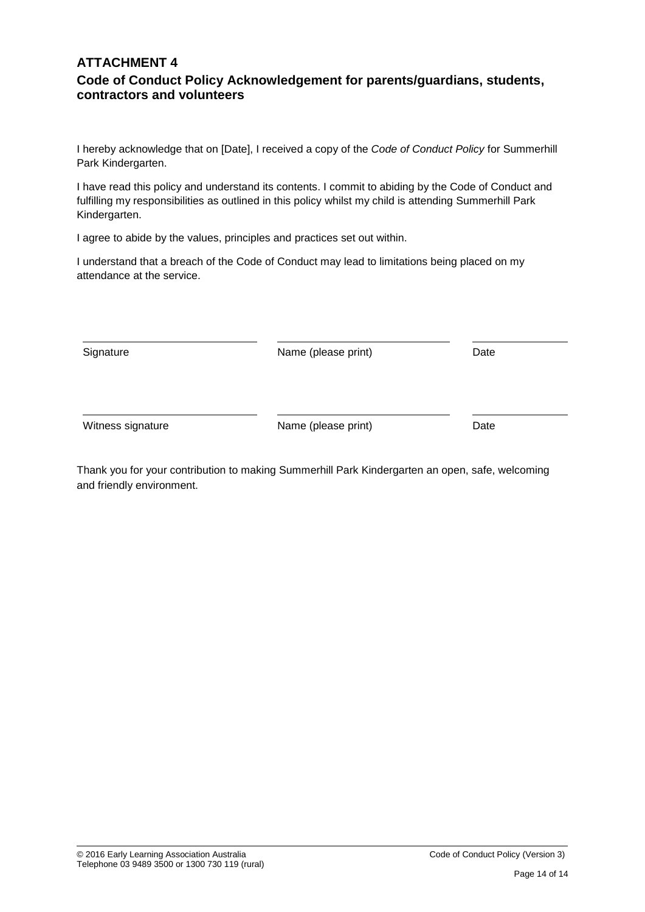## ATTACHMENT 4

### Code of Conduct Policy Acknowledgement for parents/guardians, students, contractors and volunteers

I hereby acknowledge that on [Date], I received a copy of the *Code of Conduct Policy* for Summerhill Park Kindergarten.

I have read this policy and understand its contents. I commit to abiding by the Code of Conduct and fulfilling my responsibilities as outlined in this policy whilst my child is attending Summerhill Park Kindergarten.

I agree to abide by the values, principles and practices set out within.

I understand that a breach of the Code of Conduct may lead to limitations being placed on my attendance at the service.

| | | |
|---|---|---|
| \_\_\_\_\_\_\_\_\_\_\_\_\_\_\_\_\_\_\_\_ | \_\_\_\_\_\_\_\_\_\_\_\_\_\_\_\_\_\_\_\_ | \_\_\_\_\_\_\_\_\_\_\_\_ |
| Signature | Name (please print) | Date |
| \_\_\_\_\_\_\_\_\_\_\_\_\_\_\_\_\_\_\_\_ | \_\_\_\_\_\_\_\_\_\_\_\_\_\_\_\_\_\_\_\_ | \_\_\_\_\_\_\_\_\_\_\_\_ |
| Witness signature | Name (please print) | Date |

Thank you for your contribution to making Summerhill Park Kindergarten an open, safe, welcoming and friendly environment.